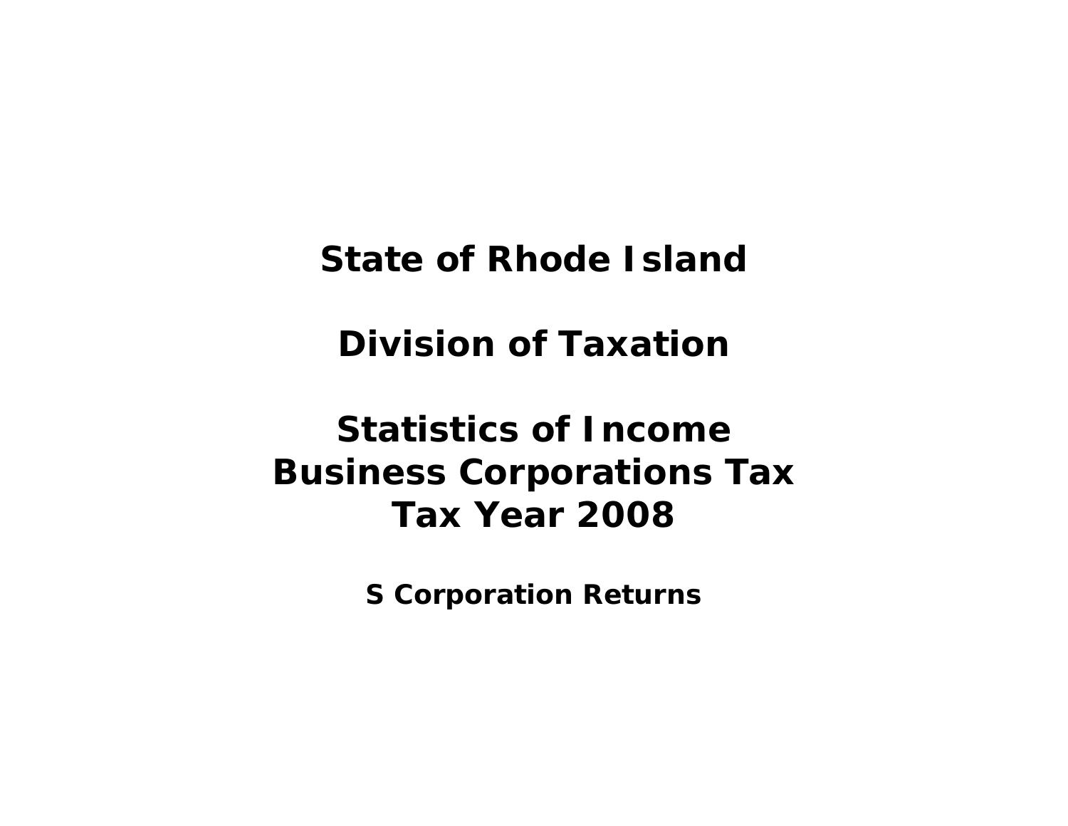# State of Rhode Island

# Division of Taxation

# Statistics of Income
# Business Corporations Tax
# Tax Year 2008

## S Corporation Returns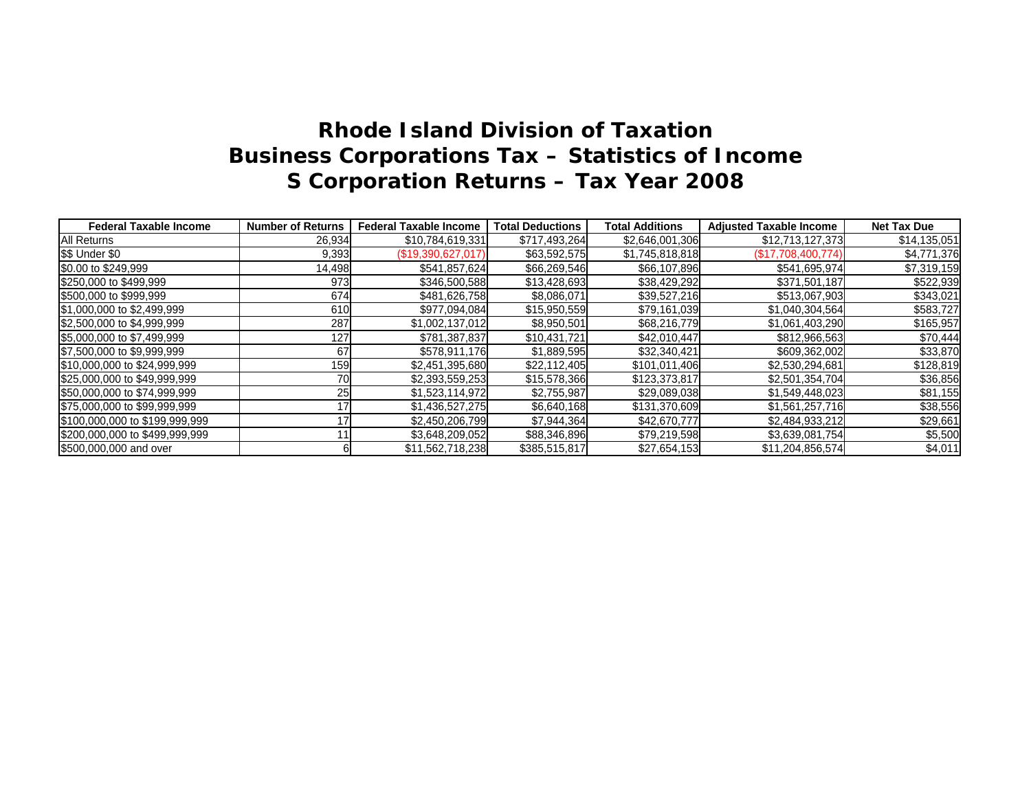# Rhode Island Division of Taxation
## Business Corporations Tax – Statistics of Income
## S Corporation Returns – Tax Year 2008

| Federal Taxable Income | Number of Returns | Federal Taxable Income | Total Deductions | Total Additions | Adjusted Taxable Income | Net Tax Due |
|---|---|---|---|---|---|---|
| All Returns | 26,934 | $10,784,619,331 | $717,493,264 | $2,646,001,306 | $12,713,127,373 | $14,135,051 |
| $$ Under $0 | 9,393 | ($19,390,627,017) | $63,592,575 | $1,745,818,818 | ($17,708,400,774) | $4,771,376 |
| $0.00 to $249,999 | 14,498 | $541,857,624 | $66,269,546 | $66,107,896 | $541,695,974 | $7,319,159 |
| $250,000 to $499,999 | 973 | $346,500,588 | $13,428,693 | $38,429,292 | $371,501,187 | $522,939 |
| $500,000 to $999,999 | 674 | $481,626,758 | $8,086,071 | $39,527,216 | $513,067,903 | $343,021 |
| $1,000,000 to $2,499,999 | 610 | $977,094,084 | $15,950,559 | $79,161,039 | $1,040,304,564 | $583,727 |
| $2,500,000 to $4,999,999 | 287 | $1,002,137,012 | $8,950,501 | $68,216,779 | $1,061,403,290 | $165,957 |
| $5,000,000 to $7,499,999 | 127 | $781,387,837 | $10,431,721 | $42,010,447 | $812,966,563 | $70,444 |
| $7,500,000 to $9,999,999 | 67 | $578,911,176 | $1,889,595 | $32,340,421 | $609,362,002 | $33,870 |
| $10,000,000 to $24,999,999 | 159 | $2,451,395,680 | $22,112,405 | $101,011,406 | $2,530,294,681 | $128,819 |
| $25,000,000 to $49,999,999 | 70 | $2,393,559,253 | $15,578,366 | $123,373,817 | $2,501,354,704 | $36,856 |
| $50,000,000 to $74,999,999 | 25 | $1,523,114,972 | $2,755,987 | $29,089,038 | $1,549,448,023 | $81,155 |
| $75,000,000 to $99,999,999 | 17 | $1,436,527,275 | $6,640,168 | $131,370,609 | $1,561,257,716 | $38,556 |
| $100,000,000 to $199,999,999 | 17 | $2,450,206,799 | $7,944,364 | $42,670,777 | $2,484,933,212 | $29,661 |
| $200,000,000 to $499,999,999 | 11 | $3,648,209,052 | $88,346,896 | $79,219,598 | $3,639,081,754 | $5,500 |
| $500,000,000 and over | 6 | $11,562,718,238 | $385,515,817 | $27,654,153 | $11,204,856,574 | $4,011 |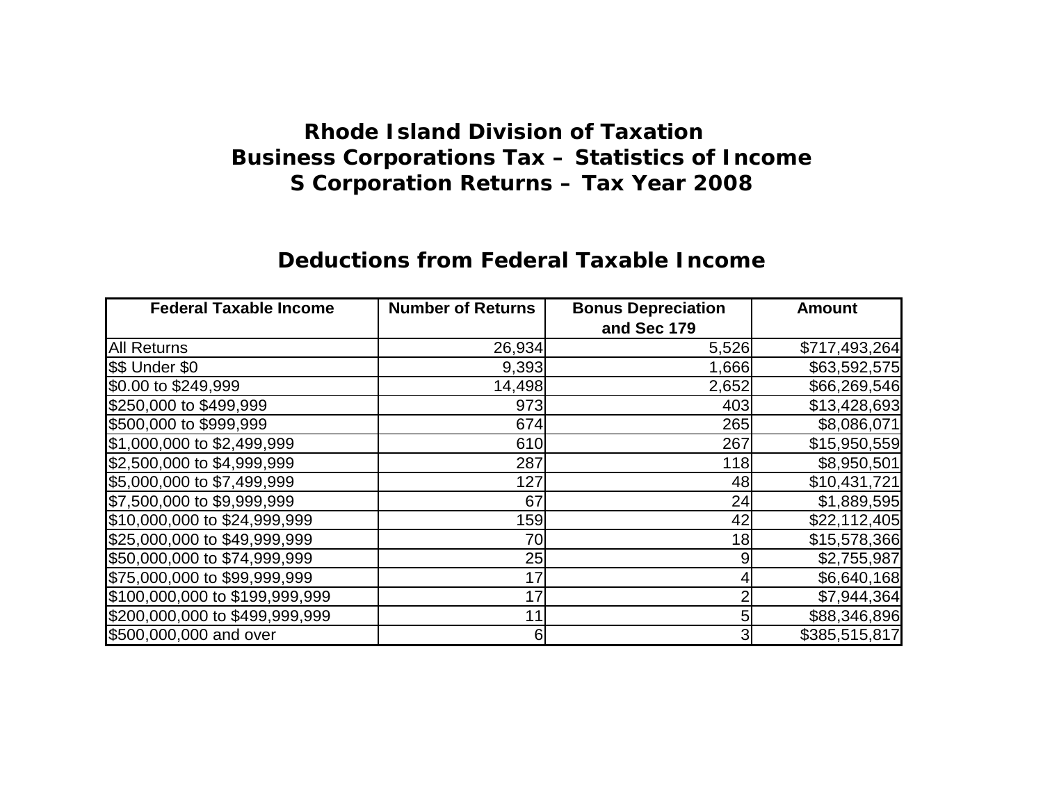# Rhode Island Division of Taxation
## Business Corporations Tax – Statistics of Income
## S Corporation Returns – Tax Year 2008

### Deductions from Federal Taxable Income

| Federal Taxable Income | Number of Returns | Bonus Depreciation and Sec 179 | Amount |
|---|---|---|---|
| All Returns | 26,934 | 5,526 | $717,493,264 |
| $$ Under $0 | 9,393 | 1,666 | $63,592,575 |
| $0.00 to $249,999 | 14,498 | 2,652 | $66,269,546 |
| $250,000 to $499,999 | 973 | 403 | $13,428,693 |
| $500,000 to $999,999 | 674 | 265 | $8,086,071 |
| $1,000,000 to $2,499,999 | 610 | 267 | $15,950,559 |
| $2,500,000 to $4,999,999 | 287 | 118 | $8,950,501 |
| $5,000,000 to $7,499,999 | 127 | 48 | $10,431,721 |
| $7,500,000 to $9,999,999 | 67 | 24 | $1,889,595 |
| $10,000,000 to $24,999,999 | 159 | 42 | $22,112,405 |
| $25,000,000 to $49,999,999 | 70 | 18 | $15,578,366 |
| $50,000,000 to $74,999,999 | 25 | 9 | $2,755,987 |
| $75,000,000 to $99,999,999 | 17 | 4 | $6,640,168 |
| $100,000,000 to $199,999,999 | 17 | 2 | $7,944,364 |
| $200,000,000 to $499,999,999 | 11 | 5 | $88,346,896 |
| $500,000,000 and over | 6 | 3 | $385,515,817 |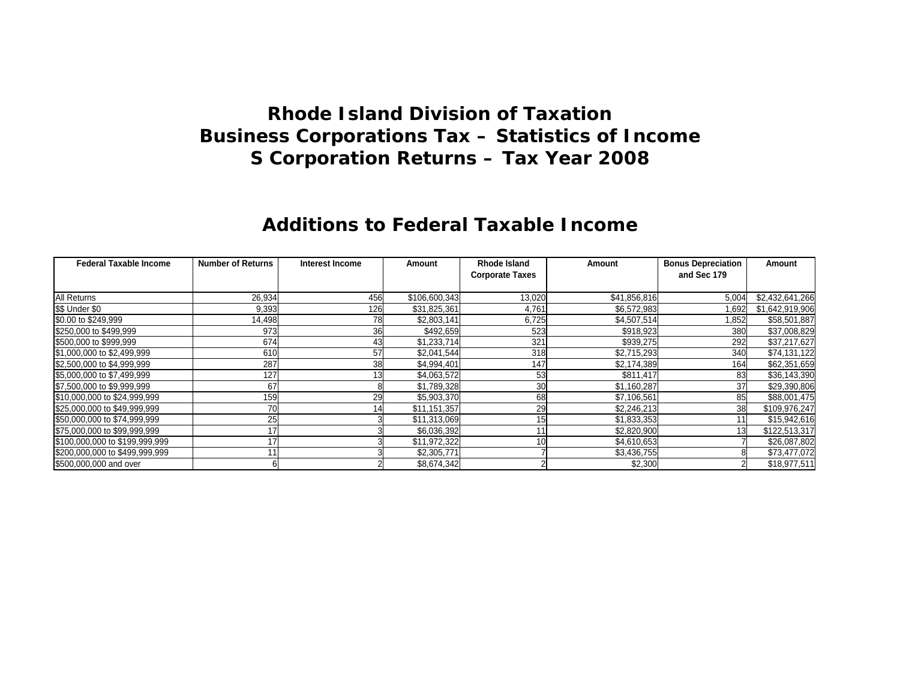# Rhode Island Division of Taxation
# Business Corporations Tax – Statistics of Income
# S Corporation Returns – Tax Year 2008

## Additions to Federal Taxable Income

| Federal Taxable Income | Number of Returns | Interest Income | Amount | Rhode Island Corporate Taxes | Amount | Bonus Depreciation and Sec 179 | Amount |
|---|---|---|---|---|---|---|---|
| All Returns | 26,934 | 456 | $106,600,343 | 13,020 | $41,856,816 | 5,004 | $2,432,641,266 |
| $$ Under $0 | 9,393 | 126 | $31,825,361 | 4,761 | $6,572,983 | 1,692 | $1,642,919,906 |
| $0.00 to $249,999 | 14,498 | 78 | $2,803,141 | 6,725 | $4,507,514 | 1,852 | $58,501,887 |
| $250,000 to $499,999 | 973 | 36 | $492,659 | 523 | $918,923 | 380 | $37,008,829 |
| $500,000 to $999,999 | 674 | 43 | $1,233,714 | 321 | $939,275 | 292 | $37,217,627 |
| $1,000,000 to $2,499,999 | 610 | 57 | $2,041,544 | 318 | $2,715,293 | 340 | $74,131,122 |
| $2,500,000 to $4,999,999 | 287 | 38 | $4,994,401 | 147 | $2,174,389 | 164 | $62,351,659 |
| $5,000,000 to $7,499,999 | 127 | 13 | $4,063,572 | 53 | $811,417 | 83 | $36,143,390 |
| $7,500,000 to $9,999,999 | 67 | 8 | $1,789,328 | 30 | $1,160,287 | 37 | $29,390,806 |
| $10,000,000 to $24,999,999 | 159 | 29 | $5,903,370 | 68 | $7,106,561 | 85 | $88,001,475 |
| $25,000,000 to $49,999,999 | 70 | 14 | $11,151,357 | 29 | $2,246,213 | 38 | $109,976,247 |
| $50,000,000 to $74,999,999 | 25 | 3 | $11,313,069 | 15 | $1,833,353 | 11 | $15,942,616 |
| $75,000,000 to $99,999,999 | 17 | 3 | $6,036,392 | 11 | $2,820,900 | 13 | $122,513,317 |
| $100,000,000 to $199,999,999 | 17 | 3 | $11,972,322 | 10 | $4,610,653 | 7 | $26,087,802 |
| $200,000,000 to $499,999,999 | 11 | 3 | $2,305,771 | 7 | $3,436,755 | 8 | $73,477,072 |
| $500,000,000 and over | 6 | 2 | $8,674,342 | 2 | $2,300 | 2 | $18,977,511 |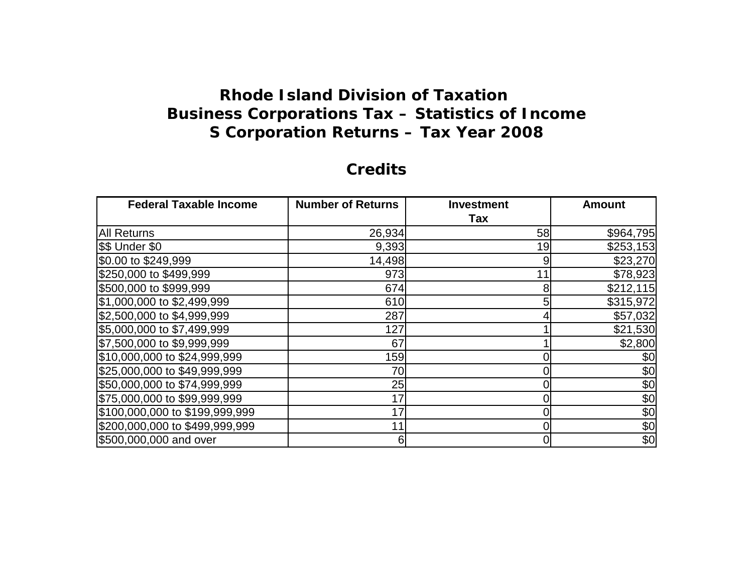# Rhode Island Division of Taxation
# Business Corporations Tax – Statistics of Income
# S Corporation Returns – Tax Year 2008

## Credits

| Federal Taxable Income | Number of Returns | Investment Tax | Amount |
|---|---|---|---|
| All Returns | 26,934 | 58 | $964,795 |
| $$ Under $0 | 9,393 | 19 | $253,153 |
| $0.00 to $249,999 | 14,498 | 9 | $23,270 |
| $250,000 to $499,999 | 973 | 11 | $78,923 |
| $500,000 to $999,999 | 674 | 8 | $212,115 |
| $1,000,000 to $2,499,999 | 610 | 5 | $315,972 |
| $2,500,000 to $4,999,999 | 287 | 4 | $57,032 |
| $5,000,000 to $7,499,999 | 127 | 1 | $21,530 |
| $7,500,000 to $9,999,999 | 67 | 1 | $2,800 |
| $10,000,000 to $24,999,999 | 159 | 0 | $0 |
| $25,000,000 to $49,999,999 | 70 | 0 | $0 |
| $50,000,000 to $74,999,999 | 25 | 0 | $0 |
| $75,000,000 to $99,999,999 | 17 | 0 | $0 |
| $100,000,000 to $199,999,999 | 17 | 0 | $0 |
| $200,000,000 to $499,999,999 | 11 | 0 | $0 |
| $500,000,000 and over | 6 | 0 | $0 |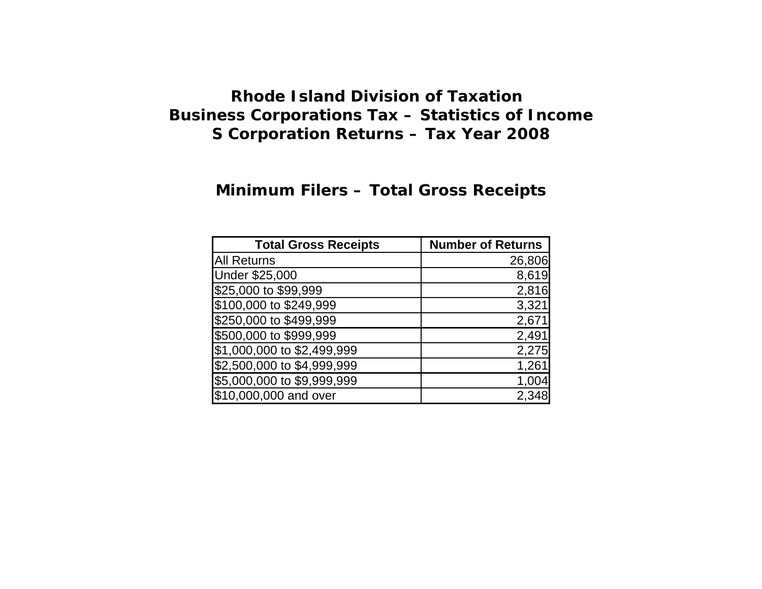# Rhode Island Division of Taxation
# Business Corporations Tax – Statistics of Income
# S Corporation Returns – Tax Year 2008

## Minimum Filers – Total Gross Receipts

| Total Gross Receipts | Number of Returns |
|---|---:|
| All Returns | 26,806 |
| Under $25,000 | 8,619 |
| $25,000 to $99,999 | 2,816 |
| $100,000 to $249,999 | 3,321 |
| $250,000 to $499,999 | 2,671 |
| $500,000 to $999,999 | 2,491 |
| $1,000,000 to $2,499,999 | 2,275 |
| $2,500,000 to $4,999,999 | 1,261 |
| $5,000,000 to $9,999,999 | 1,004 |
| $10,000,000 and over | 2,348 |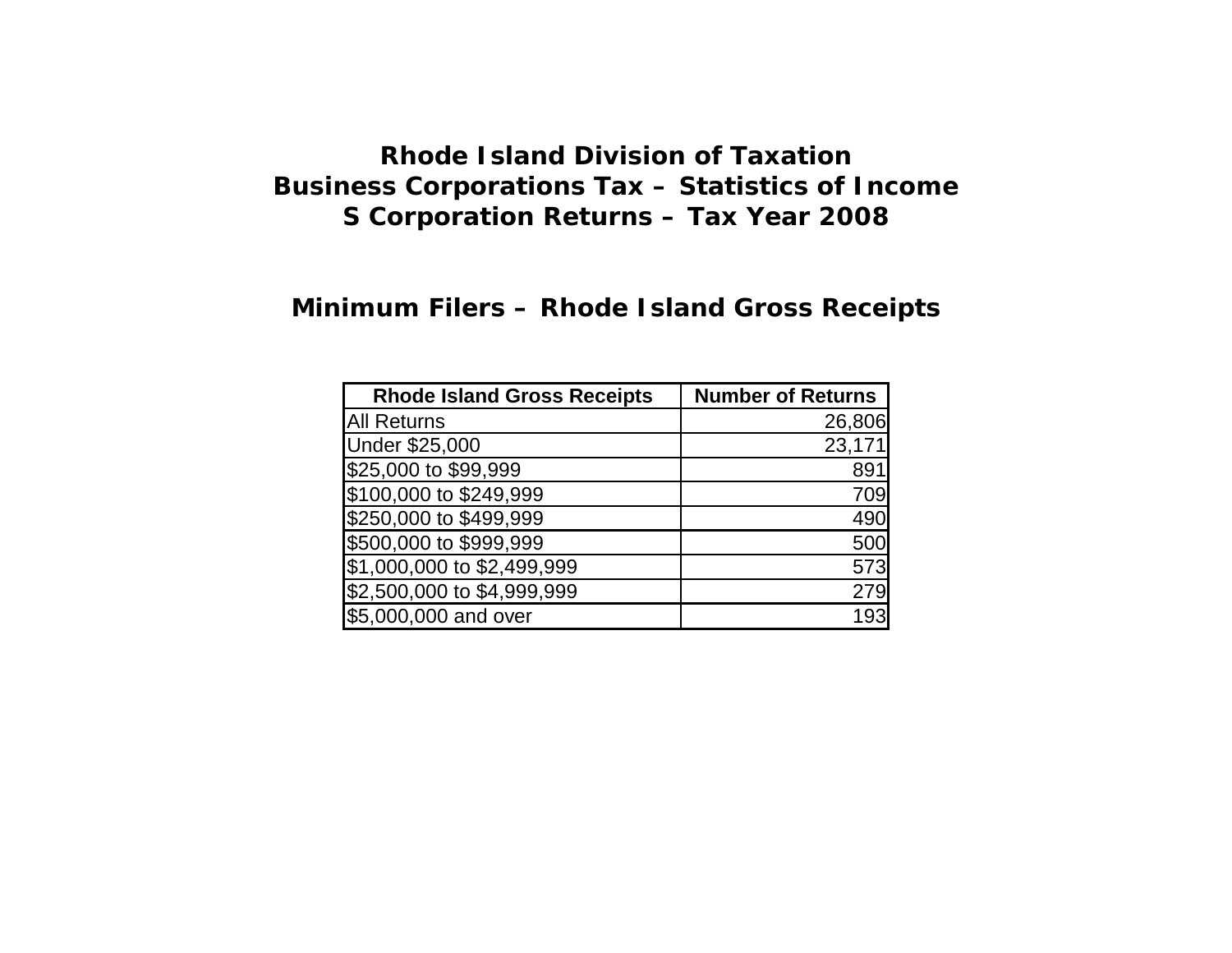# Rhode Island Division of Taxation
# Business Corporations Tax – Statistics of Income
# S Corporation Returns – Tax Year 2008

## Minimum Filers – Rhode Island Gross Receipts

| Rhode Island Gross Receipts | Number of Returns |
|---|---|
| All Returns | 26,806 |
| Under $25,000 | 23,171 |
| $25,000 to $99,999 | 891 |
| $100,000 to $249,999 | 709 |
| $250,000 to $499,999 | 490 |
| $500,000 to $999,999 | 500 |
| $1,000,000 to $2,499,999 | 573 |
| $2,500,000 to $4,999,999 | 279 |
| $5,000,000 and over | 193 |